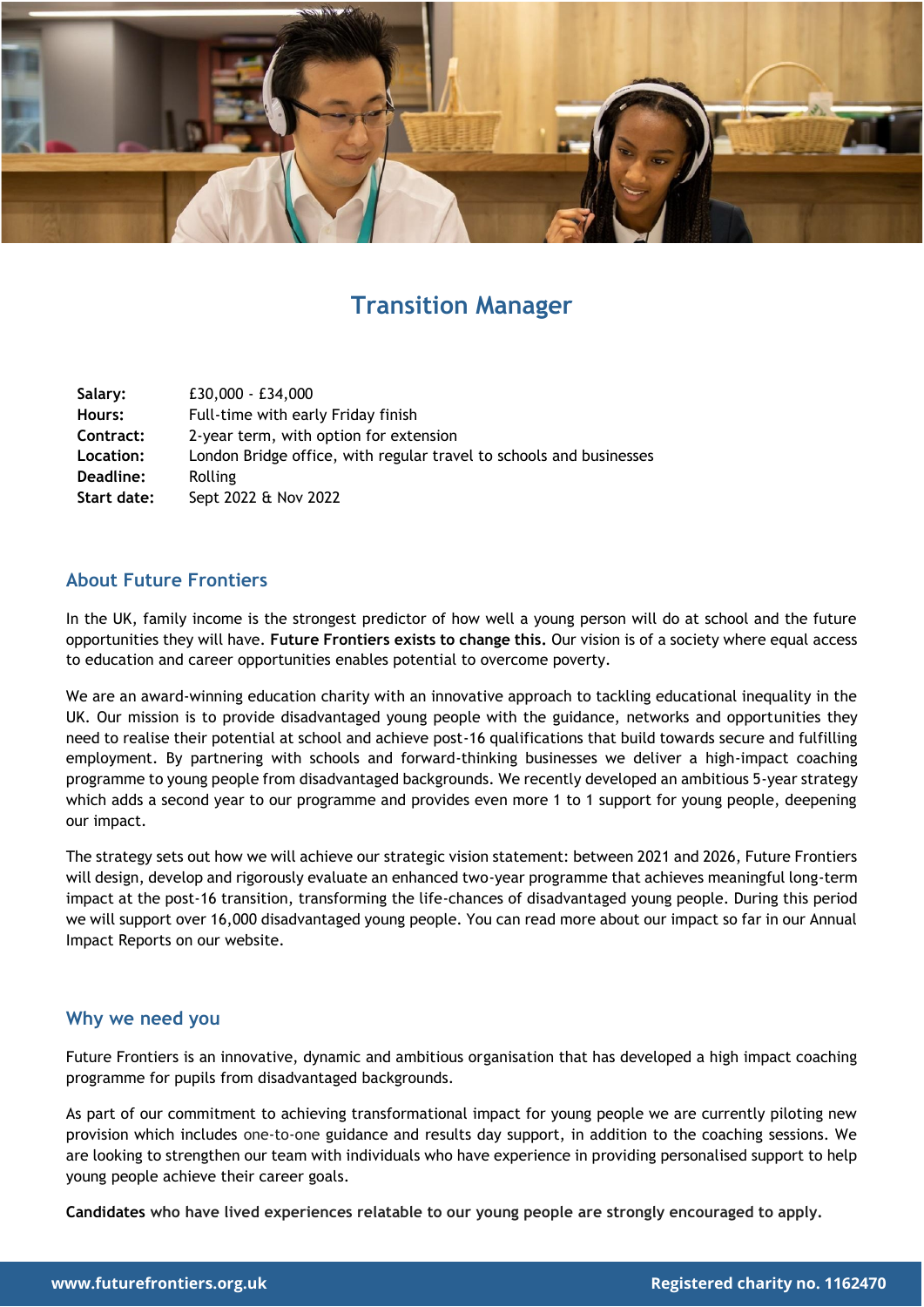# Transition Manager

| | |
|---|---|
| **Salary:** | £30,000 - £34,000 |
| **Hours:** | Full-time with early Friday finish |
| **Contract:** | 2-year term, with option for extension |
| **Location:** | London Bridge office, with regular travel to schools and businesses |
| **Deadline:** | Rolling |
| **Start date:** | Sept 2022 & Nov 2022 |

## About Future Frontiers

In the UK, family income is the strongest predictor of how well a young person will do at school and the future opportunities they will have. **Future Frontiers exists to change this.** Our vision is of a society where equal access to education and career opportunities enables potential to overcome poverty.

We are an award-winning education charity with an innovative approach to tackling educational inequality in the UK. Our mission is to provide disadvantaged young people with the guidance, networks and opportunities they need to realise their potential at school and achieve post-16 qualifications that build towards secure and fulfilling employment. By partnering with schools and forward-thinking businesses we deliver a high-impact coaching programme to young people from disadvantaged backgrounds. We recently developed an ambitious 5-year strategy which adds a second year to our programme and provides even more 1 to 1 support for young people, deepening our impact.

The strategy sets out how we will achieve our strategic vision statement: between 2021 and 2026, Future Frontiers will design, develop and rigorously evaluate an enhanced two-year programme that achieves meaningful long-term impact at the post-16 transition, transforming the life-chances of disadvantaged young people. During this period we will support over 16,000 disadvantaged young people. You can read more about our impact so far in our Annual Impact Reports on our website.

## Why we need you

Future Frontiers is an innovative, dynamic and ambitious organisation that has developed a high impact coaching programme for pupils from disadvantaged backgrounds.

As part of our commitment to achieving transformational impact for young people we are currently piloting new provision which includes one-to-one guidance and results day support, in addition to the coaching sessions. We are looking to strengthen our team with individuals who have experience in providing personalised support to help young people achieve their career goals.

**Candidates who have lived experiences relatable to our young people are strongly encouraged to apply.**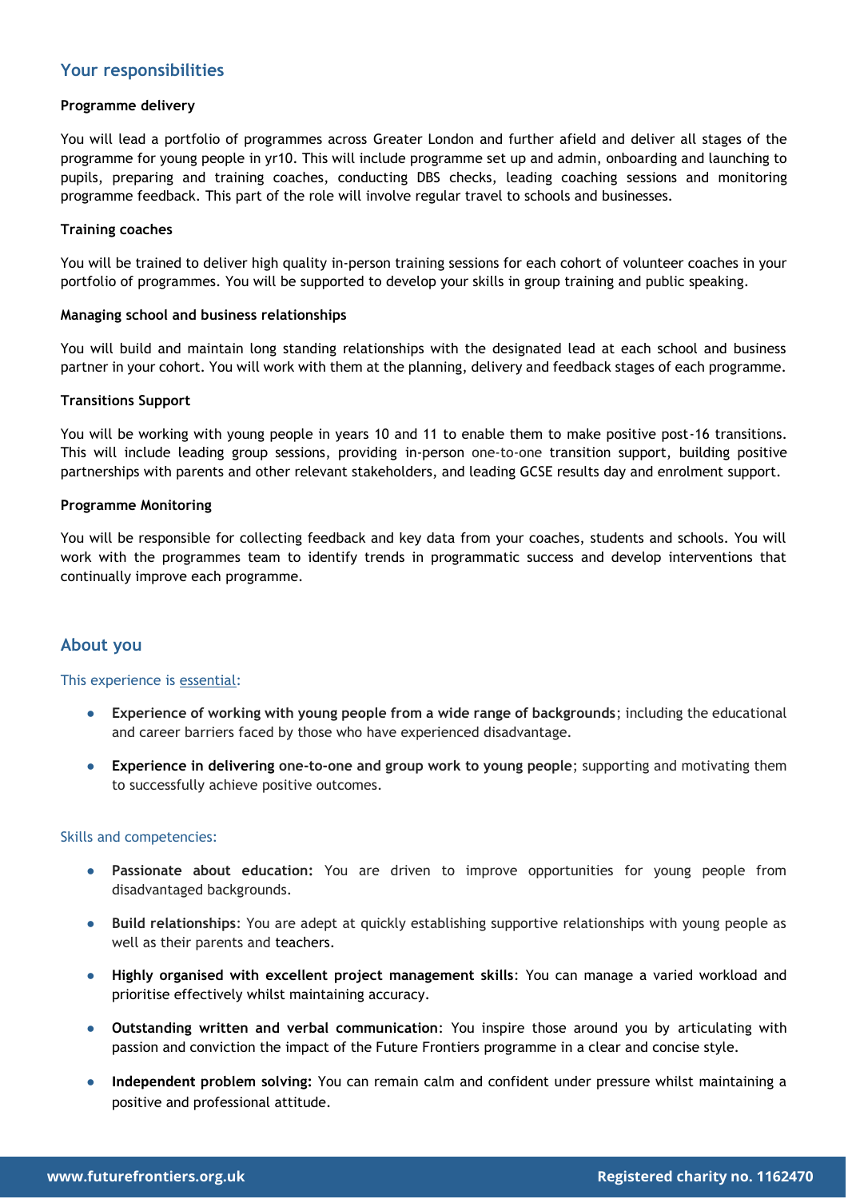## Your responsibilities

**Programme delivery**

You will lead a portfolio of programmes across Greater London and further afield and deliver all stages of the programme for young people in yr10. This will include programme set up and admin, onboarding and launching to pupils, preparing and training coaches, conducting DBS checks, leading coaching sessions and monitoring programme feedback. This part of the role will involve regular travel to schools and businesses.

**Training coaches**

You will be trained to deliver high quality in-person training sessions for each cohort of volunteer coaches in your portfolio of programmes. You will be supported to develop your skills in group training and public speaking.

**Managing school and business relationships**

You will build and maintain long standing relationships with the designated lead at each school and business partner in your cohort. You will work with them at the planning, delivery and feedback stages of each programme.

**Transitions Support**

You will be working with young people in years 10 and 11 to enable them to make positive post-16 transitions. This will include leading group sessions, providing in-person one-to-one transition support, building positive partnerships with parents and other relevant stakeholders, and leading GCSE results day and enrolment support.

**Programme Monitoring**

You will be responsible for collecting feedback and key data from your coaches, students and schools. You will work with the programmes team to identify trends in programmatic success and develop interventions that continually improve each programme.

## About you

This experience is <u>essential</u>:

- **Experience of working with young people from a wide range of backgrounds**; including the educational and career barriers faced by those who have experienced disadvantage.
- **Experience in delivering one-to-one and group work to young people**; supporting and motivating them to successfully achieve positive outcomes.

Skills and competencies:

- **Passionate about education:** You are driven to improve opportunities for young people from disadvantaged backgrounds.
- **Build relationships**: You are adept at quickly establishing supportive relationships with young people as well as their parents and teachers.
- **Highly organised with excellent project management skills**: You can manage a varied workload and prioritise effectively whilst maintaining accuracy.
- **Outstanding written and verbal communication**: You inspire those around you by articulating with passion and conviction the impact of the Future Frontiers programme in a clear and concise style.
- **Independent problem solving:** You can remain calm and confident under pressure whilst maintaining a positive and professional attitude.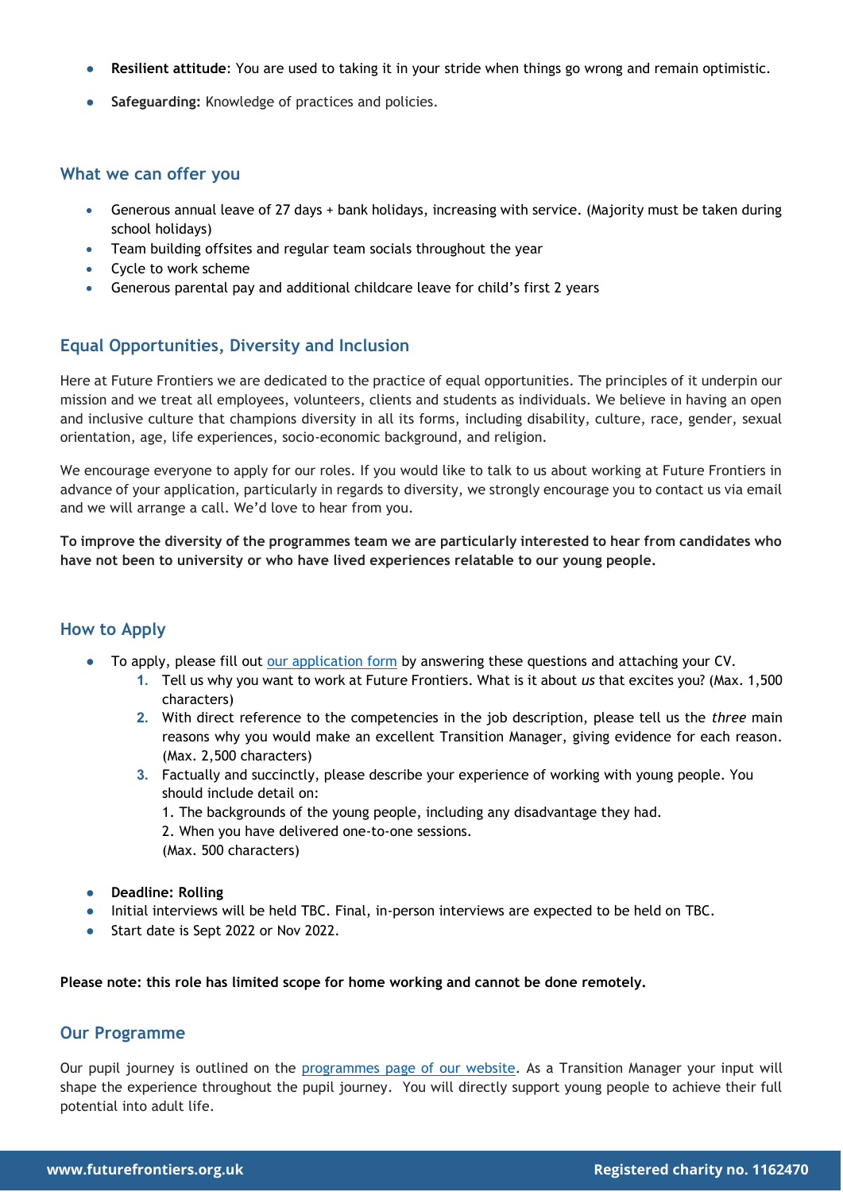- **Resilient attitude**: You are used to taking it in your stride when things go wrong and remain optimistic.
- **Safeguarding:** Knowledge of practices and policies.

## What we can offer you

- Generous annual leave of 27 days + bank holidays, increasing with service. (Majority must be taken during school holidays)
- Team building offsites and regular team socials throughout the year
- Cycle to work scheme
- Generous parental pay and additional childcare leave for child's first 2 years

## Equal Opportunities, Diversity and Inclusion

Here at Future Frontiers we are dedicated to the practice of equal opportunities. The principles of it underpin our mission and we treat all employees, volunteers, clients and students as individuals. We believe in having an open and inclusive culture that champions diversity in all its forms, including disability, culture, race, gender, sexual orientation, age, life experiences, socio-economic background, and religion.

We encourage everyone to apply for our roles. If you would like to talk to us about working at Future Frontiers in advance of your application, particularly in regards to diversity, we strongly encourage you to contact us via email and we will arrange a call. We'd love to hear from you.

**To improve the diversity of the programmes team we are particularly interested to hear from candidates who have not been to university or who have lived experiences relatable to our young people.**

## How to Apply

- To apply, please fill out [our application form](our application form) by answering these questions and attaching your CV.
  1. Tell us why you want to work at Future Frontiers. What is it about *us* that excites you? (Max. 1,500 characters)
  2. With direct reference to the competencies in the job description, please tell us the *three* main reasons why you would make an excellent Transition Manager, giving evidence for each reason. (Max. 2,500 characters)
  3. Factually and succinctly, please describe your experience of working with young people. You should include detail on:
     1. The backgrounds of the young people, including any disadvantage they had.
     2. When you have delivered one-to-one sessions.
     (Max. 500 characters)

- **Deadline: Rolling**
- Initial interviews will be held TBC. Final, in-person interviews are expected to be held on TBC.
- Start date is Sept 2022 or Nov 2022.

**Please note: this role has limited scope for home working and cannot be done remotely.**

## Our Programme

Our pupil journey is outlined on the [programmes page of our website](programmes page of our website). As a Transition Manager your input will shape the experience throughout the pupil journey. You will directly support young people to achieve their full potential into adult life.